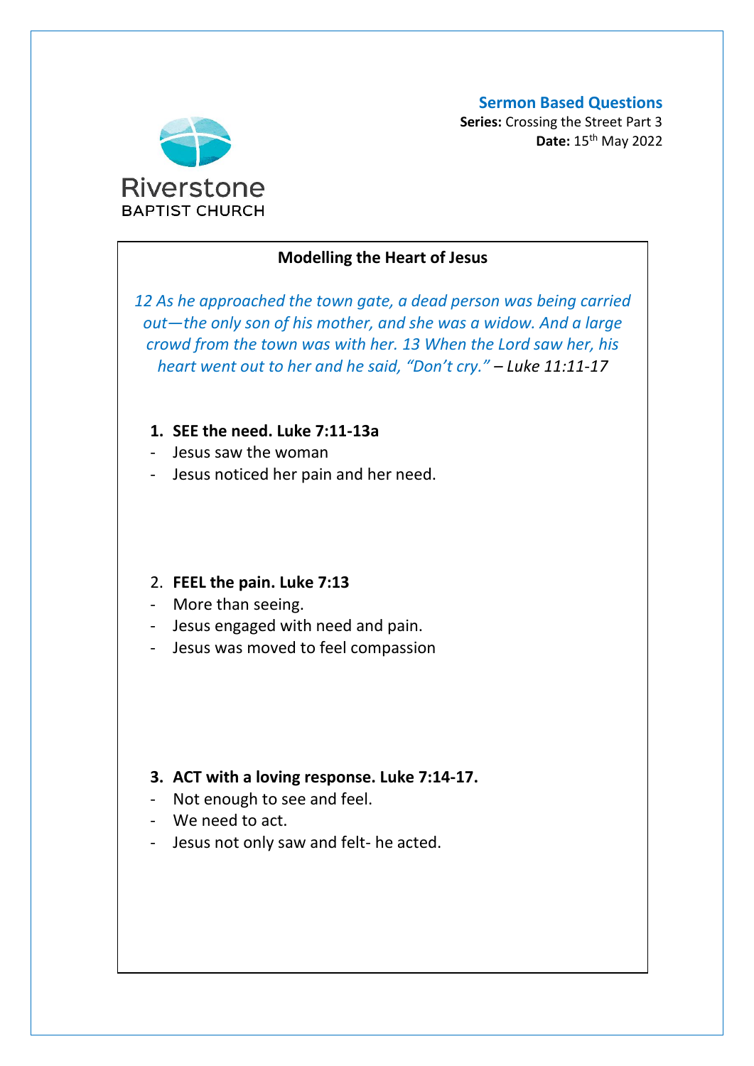Riverstone
BAPTIST CHURCH

**Sermon Based Questions**
**Series:** Crossing the Street Part 3
**Date:** 15th May 2022

## Modelling the Heart of Jesus

*12 As he approached the town gate, a dead person was being carried out—the only son of his mother, and she was a widow. And a large crowd from the town was with her. 13 When the Lord saw her, his heart went out to her and he said, "Don't cry."* – *Luke 11:11-17*

1. **SEE the need. Luke 7:11-13a**

- Jesus saw the woman
- Jesus noticed her pain and her need.

2. **FEEL the pain. Luke 7:13**

- More than seeing.
- Jesus engaged with need and pain.
- Jesus was moved to feel compassion

3. **ACT with a loving response. Luke 7:14-17.**

- Not enough to see and feel.
- We need to act.
- Jesus not only saw and felt- he acted.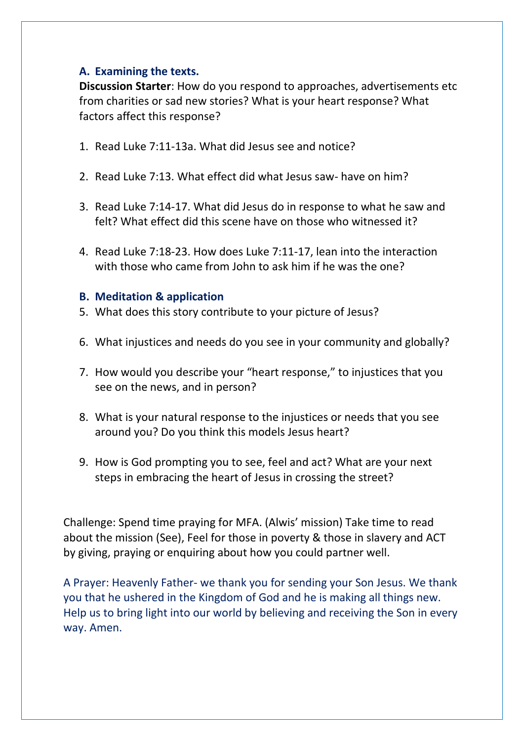## A. Examining the texts.

**Discussion Starter**: How do you respond to approaches, advertisements etc from charities or sad new stories? What is your heart response? What factors affect this response?

1. Read Luke 7:11-13a. What did Jesus see and notice?

2. Read Luke 7:13. What effect did what Jesus saw- have on him?

3. Read Luke 7:14-17. What did Jesus do in response to what he saw and felt? What effect did this scene have on those who witnessed it?

4. Read Luke 7:18-23. How does Luke 7:11-17, lean into the interaction with those who came from John to ask him if he was the one?

## B. Meditation & application

5. What does this story contribute to your picture of Jesus?

6. What injustices and needs do you see in your community and globally?

7. How would you describe your "heart response," to injustices that you see on the news, and in person?

8. What is your natural response to the injustices or needs that you see around you? Do you think this models Jesus heart?

9. How is God prompting you to see, feel and act? What are your next steps in embracing the heart of Jesus in crossing the street?

Challenge: Spend time praying for MFA. (Alwis' mission) Take time to read about the mission (See), Feel for those in poverty & those in slavery and ACT by giving, praying or enquiring about how you could partner well.

A Prayer: Heavenly Father- we thank you for sending your Son Jesus. We thank you that he ushered in the Kingdom of God and he is making all things new. Help us to bring light into our world by believing and receiving the Son in every way. Amen.